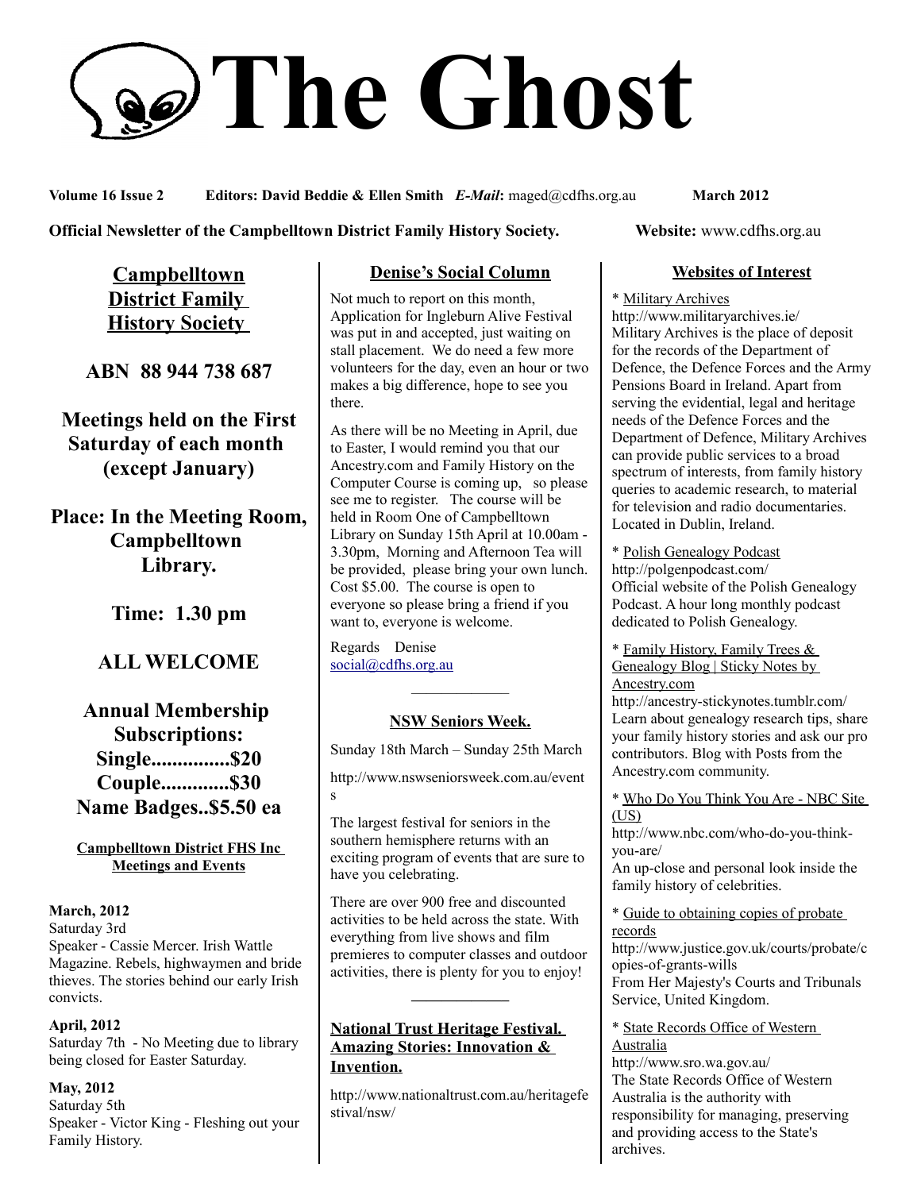# The Ghost

**Volume 16 Issue 2** **Editors: David Beddie & Ellen Smith** ***E-Mail*:** maged@cdfhs.org.au **March 2012**

**Official Newsletter of the Campbelltown District Family History Society.** **Website:** www.cdfhs.org.au

## Campbelltown District Family History Society

**ABN 88 944 738 687**

**Meetings held on the First Saturday of each month (except January)**

**Place: In the Meeting Room, Campbelltown Library.**

**Time: 1.30 pm**

**ALL WELCOME**

**Annual Membership Subscriptions:**
**Single...............$20**
**Couple.............$30**
**Name Badges..$5.50 ea**

### Campbelltown District FHS Inc Meetings and Events

**March, 2012**
Saturday 3rd
Speaker - Cassie Mercer. Irish Wattle Magazine. Rebels, highwaymen and bride thieves. The stories behind our early Irish convicts.

**April, 2012**
Saturday 7th - No Meeting due to library being closed for Easter Saturday.

**May, 2012**
Saturday 5th
Speaker - Victor King - Fleshing out your Family History.

## Denise's Social Column

Not much to report on this month, Application for Ingleburn Alive Festival was put in and accepted, just waiting on stall placement. We do need a few more volunteers for the day, even an hour or two makes a big difference, hope to see you there.

As there will be no Meeting in April, due to Easter, I would remind you that our Ancestry.com and Family History on the Computer Course is coming up, so please see me to register. The course will be held in Room One of Campbelltown Library on Sunday 15th April at 10.00am - 3.30pm, Morning and Afternoon Tea will be provided, please bring your own lunch. Cost $5.00. The course is open to everyone so please bring a friend if you want to, everyone is welcome.

Regards Denise
social@cdfhs.org.au

---

## NSW Seniors Week.

Sunday 18th March – Sunday 25th March

http://www.nswseniorsweek.com.au/events

The largest festival for seniors in the southern hemisphere returns with an exciting program of events that are sure to have you celebrating.

There are over 900 free and discounted activities to be held across the state. With everything from live shows and film premieres to computer classes and outdoor activities, there is plenty for you to enjoy!

---

## National Trust Heritage Festival. Amazing Stories: Innovation & Invention.

http://www.nationaltrust.com.au/heritagefestival/nsw/

## Websites of Interest

* Military Archives
http://www.militaryarchives.ie/
Military Archives is the place of deposit for the records of the Department of Defence, the Defence Forces and the Army Pensions Board in Ireland. Apart from serving the evidential, legal and heritage needs of the Defence Forces and the Department of Defence, Military Archives can provide public services to a broad spectrum of interests, from family history queries to academic research, to material for television and radio documentaries. Located in Dublin, Ireland.

* Polish Genealogy Podcast
http://polgenpodcast.com/
Official website of the Polish Genealogy Podcast. A hour long monthly podcast dedicated to Polish Genealogy.

* Family History, Family Trees & Genealogy Blog | Sticky Notes by Ancestry.com
http://ancestry-stickynotes.tumblr.com/
Learn about genealogy research tips, share your family history stories and ask our pro contributors. Blog with Posts from the Ancestry.com community.

* Who Do You Think You Are - NBC Site (US)
http://www.nbc.com/who-do-you-think-you-are/
An up-close and personal look inside the family history of celebrities.

* Guide to obtaining copies of probate records
http://www.justice.gov.uk/courts/probate/copies-of-grants-wills
From Her Majesty's Courts and Tribunals Service, United Kingdom.

* State Records Office of Western Australia
http://www.sro.wa.gov.au/
The State Records Office of Western Australia is the authority with responsibility for managing, preserving and providing access to the State's archives.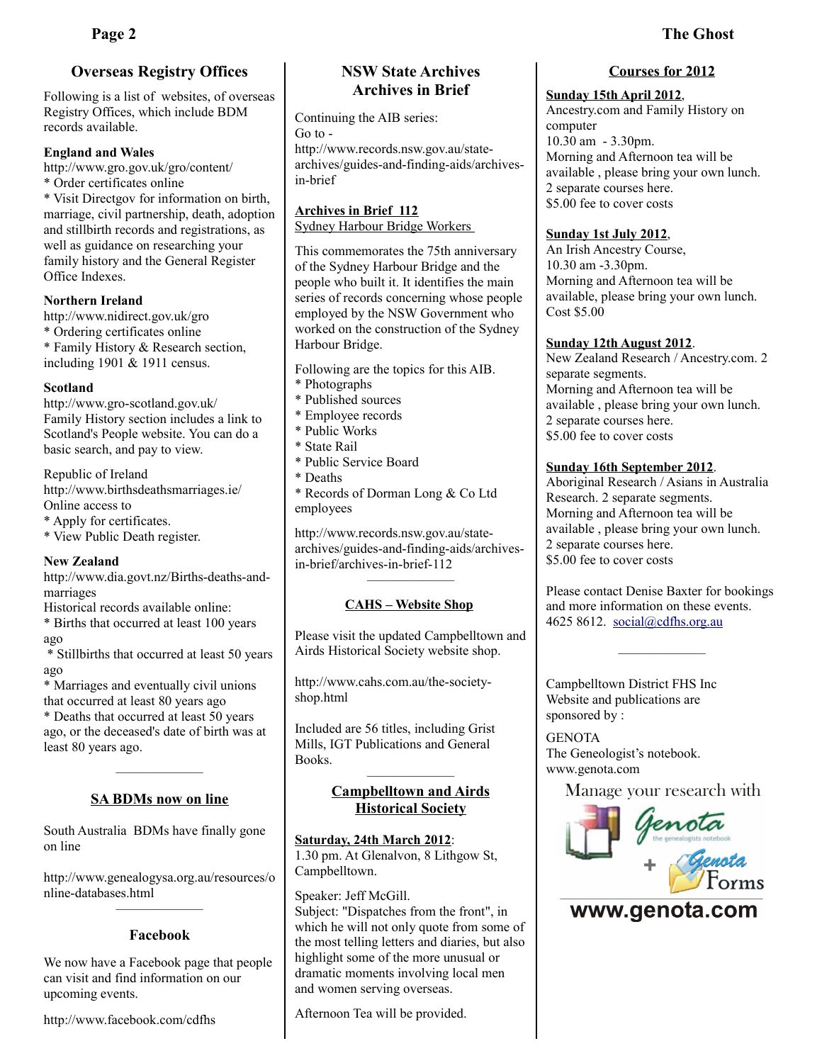## Overseas Registry Offices

Following is a list of websites, of overseas Registry Offices, which include BDM records available.

**England and Wales**
http://www.gro.gov.uk/gro/content/
* Order certificates online
* Visit Directgov for information on birth, marriage, civil partnership, death, adoption and stillbirth records and registrations, as well as guidance on researching your family history and the General Register Office Indexes.

**Northern Ireland**
http://www.nidirect.gov.uk/gro
* Ordering certificates online
* Family History & Research section, including 1901 & 1911 census.

**Scotland**
http://www.gro-scotland.gov.uk/
Family History section includes a link to Scotland's People website. You can do a basic search, and pay to view.

Republic of Ireland
http://www.birthsdeathsmarriages.ie/
Online access to
* Apply for certificates.
* View Public Death register.

**New Zealand**
http://www.dia.govt.nz/Births-deaths-and-marriages
Historical records available online:
* Births that occurred at least 100 years ago
* Stillbirths that occurred at least 50 years ago
* Marriages and eventually civil unions that occurred at least 80 years ago
* Deaths that occurred at least 50 years ago, or the deceased's date of birth was at least 80 years ago.

---

## SA BDMs now on line

South Australia BDMs have finally gone on line

http://www.genealogysa.org.au/resources/online-databases.html

---

## Facebook

We now have a Facebook page that people can visit and find information on our upcoming events.

http://www.facebook.com/cdfhs

## NSW State Archives Archives in Brief

Continuing the AIB series:
Go to -
http://www.records.nsw.gov.au/state-archives/guides-and-finding-aids/archives-in-brief

**Archives in Brief 112**
Sydney Harbour Bridge Workers

This commemorates the 75th anniversary of the Sydney Harbour Bridge and the people who built it. It identifies the main series of records concerning whose people employed by the NSW Government who worked on the construction of the Sydney Harbour Bridge.

Following are the topics for this AIB.
* Photographs
* Published sources
* Employee records
* Public Works
* State Rail
* Public Service Board
* Deaths
* Records of Dorman Long & Co Ltd employees

http://www.records.nsw.gov.au/state-archives/guides-and-finding-aids/archives-in-brief/archives-in-brief-112

---

## CAHS – Website Shop

Please visit the updated Campbelltown and Airds Historical Society website shop.

http://www.cahs.com.au/the-society-shop.html

Included are 56 titles, including Grist Mills, IGT Publications and General Books.

---

## Campbelltown and Airds Historical Society

**Saturday, 24th March 2012**:
1.30 pm. At Glenalvon, 8 Lithgow St, Campbelltown.

Speaker: Jeff McGill.
Subject: "Dispatches from the front", in which he will not only quote from some of the most telling letters and diaries, but also highlight some of the more unusual or dramatic moments involving local men and women serving overseas.

Afternoon Tea will be provided.

## Courses for 2012

**Sunday 15th April 2012**,
Ancestry.com and Family History on computer
10.30 am - 3.30pm.
Morning and Afternoon tea will be available , please bring your own lunch.
2 separate courses here.
$5.00 fee to cover costs

**Sunday 1st July 2012**,
An Irish Ancestry Course,
10.30 am -3.30pm.
Morning and Afternoon tea will be available, please bring your own lunch.
Cost $5.00

**Sunday 12th August 2012**.
New Zealand Research / Ancestry.com. 2 separate segments.
Morning and Afternoon tea will be available , please bring your own lunch.
2 separate courses here.
$5.00 fee to cover costs

**Sunday 16th September 2012**.
Aboriginal Research / Asians in Australia Research. 2 separate segments.
Morning and Afternoon tea will be available , please bring your own lunch.
2 separate courses here.
$5.00 fee to cover costs

Please contact Denise Baxter for bookings and more information on these events.
4625 8612. social@cdfhs.org.au

---

Campbelltown District FHS Inc Website and publications are sponsored by :

GENOTA
The Geneologist's notebook.
www.genota.com

Manage your research with Genota the genealogists notebook + Genota Forms

**www.genota.com**